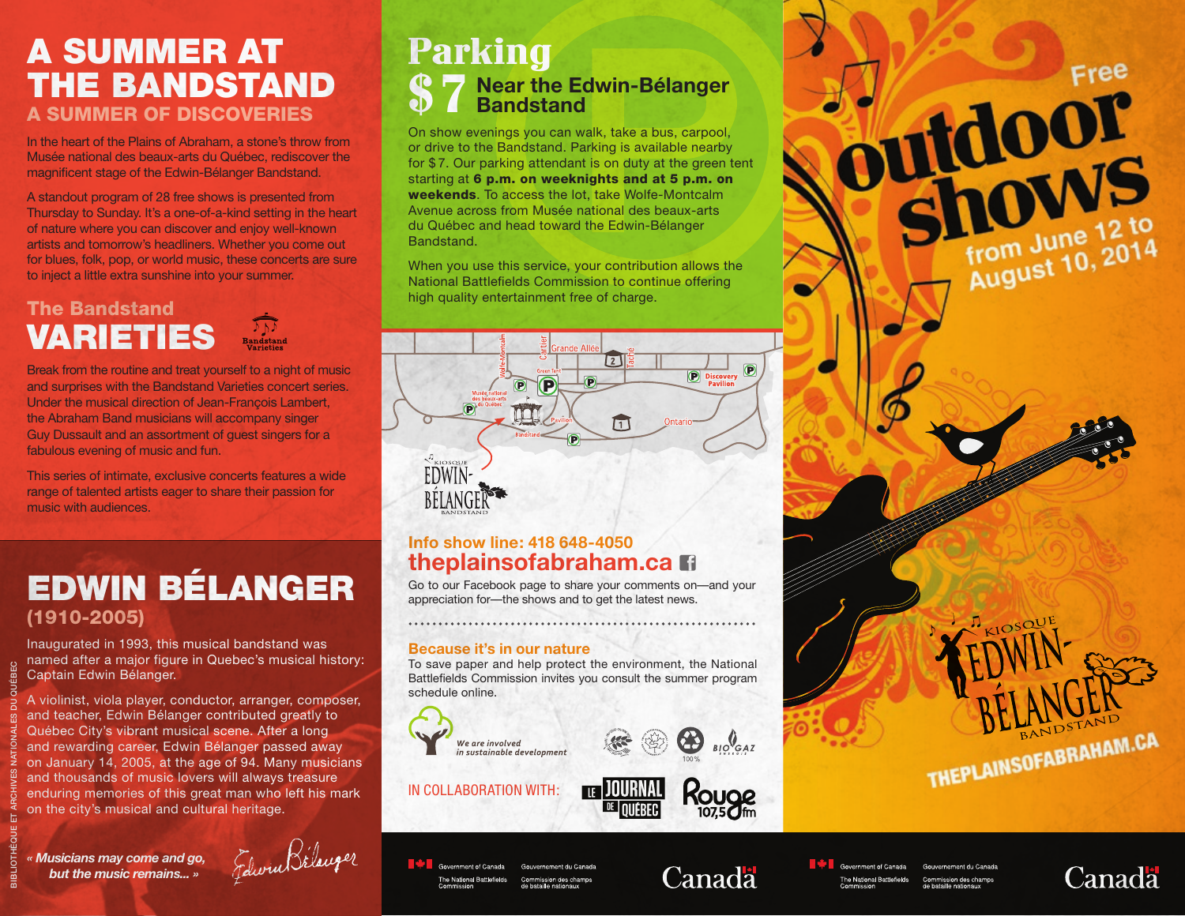# A SUMMER AT THE BANDSTAND

## A SUMMER OF DISCOVERIES

In the heart of the Plains of Abraham, a stone's throw from Musée national des beaux-arts du Québec, rediscover the magnificent stage of the Edwin-Bélanger Bandstand.

A standout program of 28 free shows is presented from Thursday to Sunday. It's a one-of-a-kind setting in the heart of nature where you can discover and enjoy well-known artists and tomorrow's headliners. Whether you come out for blues, folk, pop, or world music, these concerts are sure to inject a little extra sunshine into your summer.

## The Bandstand VARIETIES

Bandstand Varieties

Break from the routine and treat yourself to a night of music and surprises with the Bandstand Varieties concert series. Under the musical direction of Jean-François Lambert, the Abraham Band musicians will accompany singer Guy Dussault and an assortment of guest singers for a fabulous evening of music and fun.

This series of intimate, exclusive concerts features a wide range of talented artists eager to share their passion for music with audiences.

# EDWIN BÉLANGER (1910-2005)

Inaugurated in 1993, this musical bandstand was named after a major figure in Quebec's musical history: Captain Edwin Bélanger.

A violinist, viola player, conductor, arranger, composer, and teacher, Edwin Bélanger contributed greatly to Québec City's vibrant musical scene. After a long and rewarding career, Edwin Bélanger passed away on January 14, 2005, at the age of 94. Many musicians and thousands of music lovers will always treasure enduring memories of this great man who left his mark on the city's musical and cultural heritage.

***« Musicians may come and go, but the music remains... »***

Edwin Bélanger

BIBLIOTHÈQUE ET ARCHIVES NATIONALES DU QUÉBEC

# Parking

## $7 Near the Edwin-Bélanger Bandstand

On show evenings you can walk, take a bus, carpool, or drive to the Bandstand. Parking is available nearby for $7. Our parking attendant is on duty at the green tent starting at **6 p.m. on weeknights and at 5 p.m. on weekends**. To access the lot, take Wolfe-Montcalm Avenue across from Musée national des beaux-arts du Québec and head toward the Edwin-Bélanger Bandstand.

When you use this service, your contribution allows the National Battlefields Commission to continue offering high quality entertainment free of charge.

Grande Allée · Wolfe-Montcalm · Cartier · Taché · Green Tent · Musée national des beaux-arts du Québec · Bandstand · Pavilion · Discovery Pavilion · Ontario

KIOSQUE EDWIN-BÉLANGER BANDSTAND

**Info show line: 418 648-4050**

**theplainsofabraham.ca**

Go to our Facebook page to share your comments on—and your appreciation for—the shows and to get the latest news.

**Because it's in our nature**

To save paper and help protect the environment, the National Battlefields Commission invites you consult the summer program schedule online.

*We are involved in sustainable development*

100 % · BIOGAZ

IN COLLABORATION WITH: LE JOURNAL DE QUÉBEC · Rouge 107,5 fm

Government of Canada / Gouvernement du Canada · The National Battlefields Commission / Commission des champs de bataille nationaux · Canada

# Free outdoor shows

**from June 12 to August 10, 2014**

KIOSQUE EDWIN-BÉLANGER BANDSTAND

THEPLAINSOFABRAHAM.CA

Government of Canada / Gouvernement du Canada · The National Battlefields Commission / Commission des champs de bataille nationaux · Canada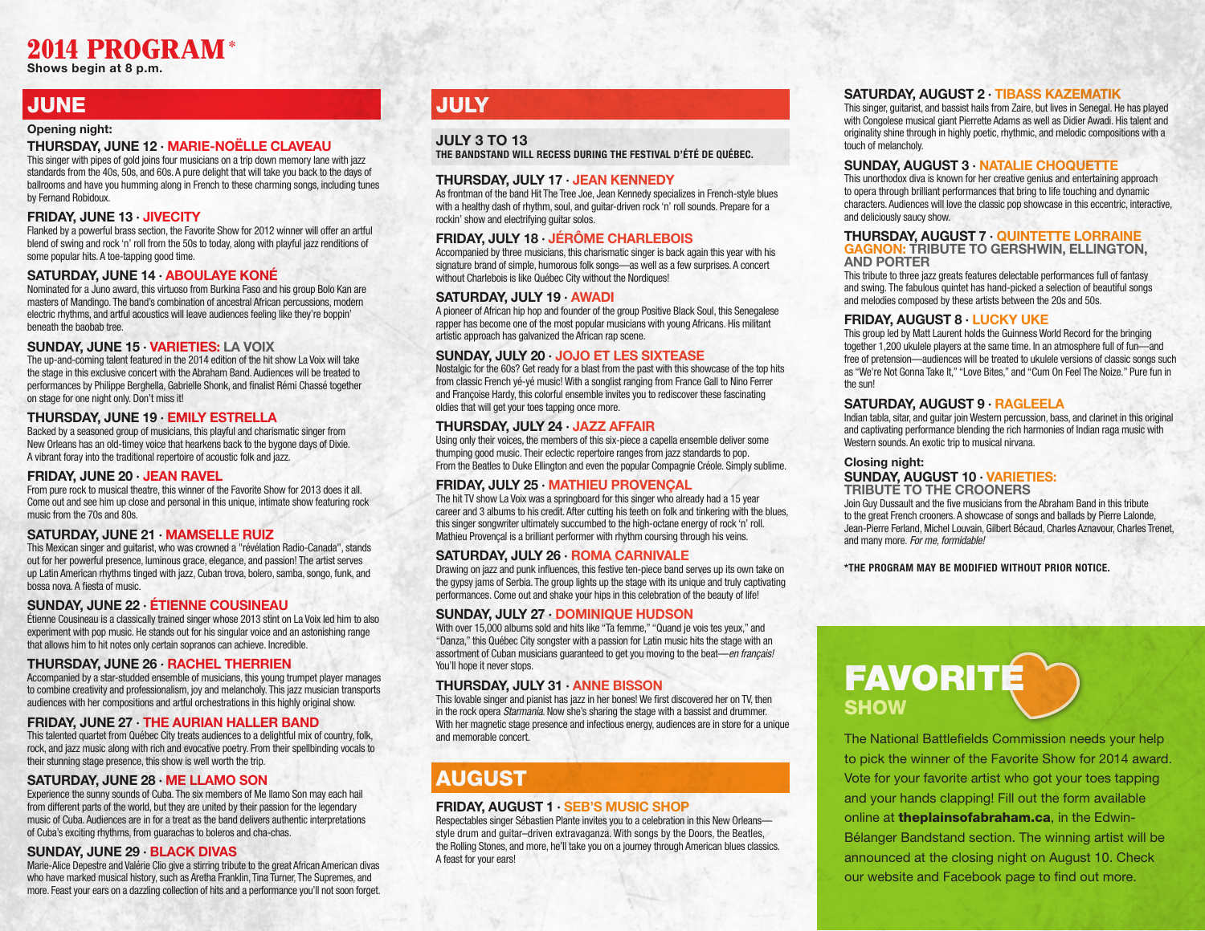# 2014 PROGRAM*

**Shows begin at 8 p.m.**

## JUNE

**Opening night:**

### THURSDAY, JUNE 12 · MARIE-NOËLLE CLAVEAU

This singer with pipes of gold joins four musicians on a trip down memory lane with jazz standards from the 40s, 50s, and 60s. A pure delight that will take you back to the days of ballrooms and have you humming along in French to these charming songs, including tunes by Fernand Robidoux.

### FRIDAY, JUNE 13 · JIVECITY

Flanked by a powerful brass section, the Favorite Show for 2012 winner will offer an artful blend of swing and rock 'n' roll from the 50s to today, along with playful jazz renditions of some popular hits. A toe-tapping good time.

### SATURDAY, JUNE 14 · ABOULAYE KONÉ

Nominated for a Juno award, this virtuoso from Burkina Faso and his group Bolo Kan are masters of Mandingo. The band's combination of ancestral African percussions, modern electric rhythms, and artful acoustics will leave audiences feeling like they're boppin' beneath the baobab tree.

### SUNDAY, JUNE 15 · VARIETIES: LA VOIX

The up-and-coming talent featured in the 2014 edition of the hit show La Voix will take the stage in this exclusive concert with the Abraham Band. Audiences will be treated to performances by Philippe Berghella, Gabrielle Shonk, and finalist Rémi Chassé together on stage for one night only. Don't miss it!

### THURSDAY, JUNE 19 · EMILY ESTRELLA

Backed by a seasoned group of musicians, this playful and charismatic singer from New Orleans has an old-timey voice that hearkens back to the bygone days of Dixie. A vibrant foray into the traditional repertoire of acoustic folk and jazz.

### FRIDAY, JUNE 20 · JEAN RAVEL

From pure rock to musical theatre, this winner of the Favorite Show for 2013 does it all. Come out and see him up close and personal in this unique, intimate show featuring rock music from the 70s and 80s.

### SATURDAY, JUNE 21 · MAMSELLE RUIZ

This Mexican singer and guitarist, who was crowned a "révélation Radio-Canada", stands out for her powerful presence, luminous grace, elegance, and passion! The artist serves up Latin American rhythms tinged with jazz, Cuban trova, bolero, samba, songo, funk, and bossa nova. A fiesta of music.

### SUNDAY, JUNE 22 · ÉTIENNE COUSINEAU

Étienne Cousineau is a classically trained singer whose 2013 stint on La Voix led him to also experiment with pop music. He stands out for his singular voice and an astonishing range that allows him to hit notes only certain sopranos can achieve. Incredible.

### THURSDAY, JUNE 26 · RACHEL THERRIEN

Accompanied by a star-studded ensemble of musicians, this young trumpet player manages to combine creativity and professionalism, joy and melancholy. This jazz musician transports audiences with her compositions and artful orchestrations in this highly original show.

### FRIDAY, JUNE 27 · THE AURIAN HALLER BAND

This talented quartet from Québec City treats audiences to a delightful mix of country, folk, rock, and jazz music along with rich and evocative poetry. From their spellbinding vocals to their stunning stage presence, this show is well worth the trip.

### SATURDAY, JUNE 28 · ME LLAMO SON

Experience the sunny sounds of Cuba. The six members of Me llamo Son may each hail from different parts of the world, but they are united by their passion for the legendary music of Cuba. Audiences are in for a treat as the band delivers authentic interpretations of Cuba's exciting rhythms, from guarachas to boleros and cha-chas.

### SUNDAY, JUNE 29 · BLACK DIVAS

Marie-Alice Depestre and Valérie Clio give a stirring tribute to the great African American divas who have marked musical history, such as Aretha Franklin, Tina Turner, The Supremes, and more. Feast your ears on a dazzling collection of hits and a performance you'll not soon forget.

## JULY

### JULY 3 TO 13

**THE BANDSTAND WILL RECESS DURING THE FESTIVAL D'ÉTÉ DE QUÉBEC.**

### THURSDAY, JULY 17 · JEAN KENNEDY

As frontman of the band Hit The Tree Joe, Jean Kennedy specializes in French-style blues with a healthy dash of rhythm, soul, and guitar-driven rock 'n' roll sounds. Prepare for a rockin' show and electrifying guitar solos.

### FRIDAY, JULY 18 · JÉRÔME CHARLEBOIS

Accompanied by three musicians, this charismatic singer is back again this year with his signature brand of simple, humorous folk songs—as well as a few surprises. A concert without Charlebois is like Québec City without the Nordiques!

### SATURDAY, JULY 19 · AWADI

A pioneer of African hip hop and founder of the group Positive Black Soul, this Senegalese rapper has become one of the most popular musicians with young Africans. His militant artistic approach has galvanized the African rap scene.

### SUNDAY, JULY 20 · JOJO ET LES SIXTEASE

Nostalgic for the 60s? Get ready for a blast from the past with this showcase of the top hits from classic French yé-yé music! With a songlist ranging from France Gall to Nino Ferrer and Françoise Hardy, this colorful ensemble invites you to rediscover these fascinating oldies that will get your toes tapping once more.

### THURSDAY, JULY 24 · JAZZ AFFAIR

Using only their voices, the members of this six-piece a capella ensemble deliver some thumping good music. Their eclectic repertoire ranges from jazz standards to pop. From the Beatles to Duke Ellington and even the popular Compagnie Créole. Simply sublime.

### FRIDAY, JULY 25 · MATHIEU PROVENÇAL

The hit TV show La Voix was a springboard for this singer who already had a 15 year career and 3 albums to his credit. After cutting his teeth on folk and tinkering with the blues, this singer songwriter ultimately succumbed to the high-octane energy of rock 'n' roll. Mathieu Provençal is a brilliant performer with rhythm coursing through his veins.

### SATURDAY, JULY 26 · ROMA CARNIVALE

Drawing on jazz and punk influences, this festive ten-piece band serves up its own take on the gypsy jams of Serbia. The group lights up the stage with its unique and truly captivating performances. Come out and shake your hips in this celebration of the beauty of life!

### SUNDAY, JULY 27 · DOMINIQUE HUDSON

With over 15,000 albums sold and hits like "Ta femme," "Quand je vois tes yeux," and "Danza," this Québec City songster with a passion for Latin music hits the stage with an assortment of Cuban musicians guaranteed to get you moving to the beat—*en français!* You'll hope it never stops.

### THURSDAY, JULY 31 · ANNE BISSON

This lovable singer and pianist has jazz in her bones! We first discovered her on TV, then in the rock opera *Starmania*. Now she's sharing the stage with a bassist and drummer. With her magnetic stage presence and infectious energy, audiences are in store for a unique and memorable concert.

## AUGUST

### FRIDAY, AUGUST 1 · SEB'S MUSIC SHOP

Respectables singer Sébastien Plante invites you to a celebration in this New Orleans—style drum and guitar–driven extravaganza. With songs by the Doors, the Beatles, the Rolling Stones, and more, he'll take you on a journey through American blues classics. A feast for your ears!

### SATURDAY, AUGUST 2 · TIBASS KAZEMATIK

This singer, guitarist, and bassist hails from Zaire, but lives in Senegal. He has played with Congolese musical giant Pierrette Adams as well as Didier Awadi. His talent and originality shine through in highly poetic, rhythmic, and melodic compositions with a touch of melancholy.

### SUNDAY, AUGUST 3 · NATALIE CHOQUETTE

This unorthodox diva is known for her creative genius and entertaining approach to opera through brilliant performances that bring to life touching and dynamic characters. Audiences will love the classic pop showcase in this eccentric, interactive, and deliciously saucy show.

### THURSDAY, AUGUST 7 · QUINTETTE LORRAINE GAGNON: TRIBUTE TO GERSHWIN, ELLINGTON, AND PORTER

This tribute to three jazz greats features delectable performances full of fantasy and swing. The fabulous quintet has hand-picked a selection of beautiful songs and melodies composed by these artists between the 20s and 50s.

### FRIDAY, AUGUST 8 · LUCKY UKE

This group led by Matt Laurent holds the Guinness World Record for the bringing together 1,200 ukulele players at the same time. In an atmosphere full of fun—and free of pretension—audiences will be treated to ukulele versions of classic songs such as "We're Not Gonna Take It," "Love Bites," and "Cum On Feel The Noize." Pure fun in the sun!

### SATURDAY, AUGUST 9 · RAGLEELA

Indian tabla, sitar, and guitar join Western percussion, bass, and clarinet in this original and captivating performance blending the rich harmonies of Indian raga music with Western sounds. An exotic trip to musical nirvana.

**Closing night:**

### SUNDAY, AUGUST 10 · VARIETIES: TRIBUTE TO THE CROONERS

Join Guy Dussault and the five musicians from the Abraham Band in this tribute to the great French crooners. A showcase of songs and ballads by Pierre Lalonde, Jean-Pierre Ferland, Michel Louvain, Gilbert Bécaud, Charles Aznavour, Charles Trenet, and many more. *For me, formidable!*

**\*THE PROGRAM MAY BE MODIFIED WITHOUT PRIOR NOTICE.**

## FAVORITE SHOW

The National Battlefields Commission needs your help to pick the winner of the Favorite Show for 2014 award. Vote for your favorite artist who got your toes tapping and your hands clapping! Fill out the form available online at **theplainsofabraham.ca**, in the Edwin-Bélanger Bandstand section. The winning artist will be announced at the closing night on August 10. Check our website and Facebook page to find out more.